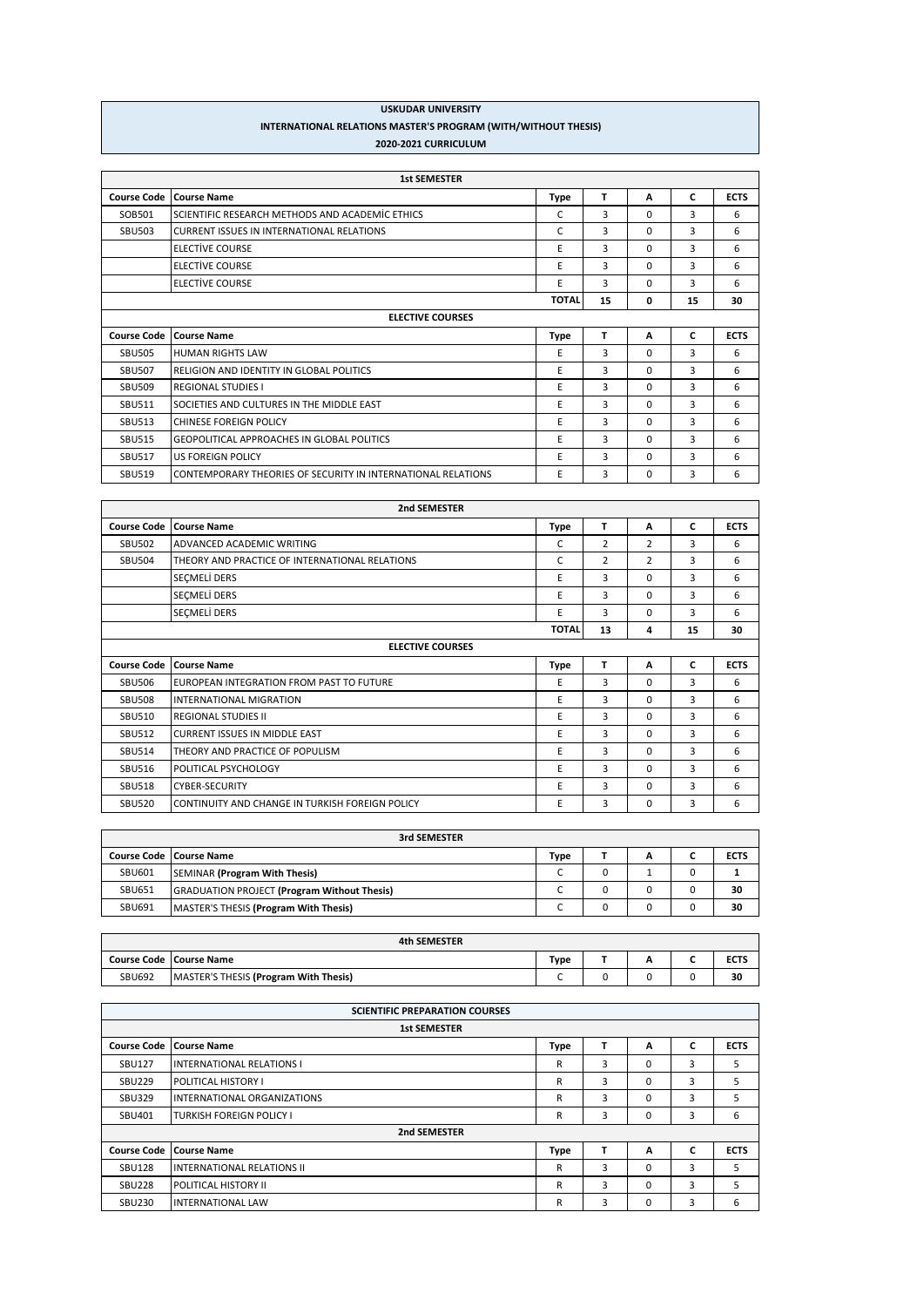# USKUDAR UNIVERSITY

## INTERNATIONAL RELATIONS MASTER'S PROGRAM (WITH/WITHOUT THESIS)

### 2020-2021 CURRICULUM

| 1st SEMESTER | | | | | | |
|---|---|---|---|---|---|---|
| **Course Code** | **Course Name** | **Type** | **T** | **A** | **C** | **ECTS** |
| SOB501 | SCIENTIFIC RESEARCH METHODS AND ACADEMİC ETHICS | C | 3 | 0 | 3 | 6 |
| SBU503 | CURRENT ISSUES IN INTERNATIONAL RELATIONS | C | 3 | 0 | 3 | 6 |
| | ELECTİVE COURSE | E | 3 | 0 | 3 | 6 |
| | ELECTİVE COURSE | E | 3 | 0 | 3 | 6 |
| | ELECTİVE COURSE | E | 3 | 0 | 3 | 6 |
| | | **TOTAL** | **15** | **0** | **15** | **30** |
| **ELECTIVE COURSES** | | | | | | |
| **Course Code** | **Course Name** | **Type** | **T** | **A** | **C** | **ECTS** |
| SBU505 | HUMAN RIGHTS LAW | E | 3 | 0 | 3 | 6 |
| SBU507 | RELIGION AND IDENTITY IN GLOBAL POLITICS | E | 3 | 0 | 3 | 6 |
| SBU509 | REGIONAL STUDIES I | E | 3 | 0 | 3 | 6 |
| SBU511 | SOCIETIES AND CULTURES IN THE MIDDLE EAST | E | 3 | 0 | 3 | 6 |
| SBU513 | CHINESE FOREIGN POLICY | E | 3 | 0 | 3 | 6 |
| SBU515 | GEOPOLITICAL APPROACHES IN GLOBAL POLITICS | E | 3 | 0 | 3 | 6 |
| SBU517 | US FOREIGN POLICY | E | 3 | 0 | 3 | 6 |
| SBU519 | CONTEMPORARY THEORIES OF SECURITY IN INTERNATIONAL RELATIONS | E | 3 | 0 | 3 | 6 |

| 2nd SEMESTER | | | | | | |
|---|---|---|---|---|---|---|
| **Course Code** | **Course Name** | **Type** | **T** | **A** | **C** | **ECTS** |
| SBU502 | ADVANCED ACADEMIC WRITING | C | 2 | 2 | 3 | 6 |
| SBU504 | THEORY AND PRACTICE OF INTERNATIONAL RELATIONS | C | 2 | 2 | 3 | 6 |
| | SEÇMELİ DERS | E | 3 | 0 | 3 | 6 |
| | SEÇMELİ DERS | E | 3 | 0 | 3 | 6 |
| | SEÇMELİ DERS | E | 3 | 0 | 3 | 6 |
| | | **TOTAL** | **13** | **4** | **15** | **30** |
| **ELECTIVE COURSES** | | | | | | |
| **Course Code** | **Course Name** | **Type** | **T** | **A** | **C** | **ECTS** |
| SBU506 | EUROPEAN INTEGRATION FROM PAST TO FUTURE | E | 3 | 0 | 3 | 6 |
| SBU508 | INTERNATIONAL MIGRATION | E | 3 | 0 | 3 | 6 |
| SBU510 | REGIONAL STUDIES II | E | 3 | 0 | 3 | 6 |
| SBU512 | CURRENT ISSUES IN MIDDLE EAST | E | 3 | 0 | 3 | 6 |
| SBU514 | THEORY AND PRACTICE OF POPULISM | E | 3 | 0 | 3 | 6 |
| SBU516 | POLITICAL PSYCHOLOGY | E | 3 | 0 | 3 | 6 |
| SBU518 | CYBER-SECURITY | E | 3 | 0 | 3 | 6 |
| SBU520 | CONTINUITY AND CHANGE IN TURKISH FOREIGN POLICY | E | 3 | 0 | 3 | 6 |

| 3rd SEMESTER | | | | | | |
|---|---|---|---|---|---|---|
| **Course Code** | **Course Name** | **Type** | **T** | **A** | **C** | **ECTS** |
| SBU601 | SEMINAR **(Program With Thesis)** | C | 0 | 1 | 0 | **1** |
| SBU651 | GRADUATION PROJECT **(Program Without Thesis)** | C | 0 | 0 | 0 | **30** |
| SBU691 | MASTER'S THESIS **(Program With Thesis)** | C | 0 | 0 | 0 | **30** |

| 4th SEMESTER | | | | | | |
|---|---|---|---|---|---|---|
| **Course Code** | **Course Name** | **Type** | **T** | **A** | **C** | **ECTS** |
| SBU692 | MASTER'S THESIS **(Program With Thesis)** | C | 0 | 0 | 0 | **30** |

| SCIENTIFIC PREPARATION COURSES | | | | | | |
|---|---|---|---|---|---|---|
| **1st SEMESTER** | | | | | | |
| **Course Code** | **Course Name** | **Type** | **T** | **A** | **C** | **ECTS** |
| SBU127 | INTERNATIONAL RELATIONS I | R | 3 | 0 | 3 | 5 |
| SBU229 | POLITICAL HISTORY I | R | 3 | 0 | 3 | 5 |
| SBU329 | INTERNATIONAL ORGANIZATIONS | R | 3 | 0 | 3 | 5 |
| SBU401 | TURKISH FOREIGN POLICY I | R | 3 | 0 | 3 | 6 |
| **2nd SEMESTER** | | | | | | |
| **Course Code** | **Course Name** | **Type** | **T** | **A** | **C** | **ECTS** |
| SBU128 | INTERNATIONAL RELATIONS II | R | 3 | 0 | 3 | 5 |
| SBU228 | POLITICAL HISTORY II | R | 3 | 0 | 3 | 5 |
| SBU230 | INTERNATIONAL LAW | R | 3 | 0 | 3 | 6 |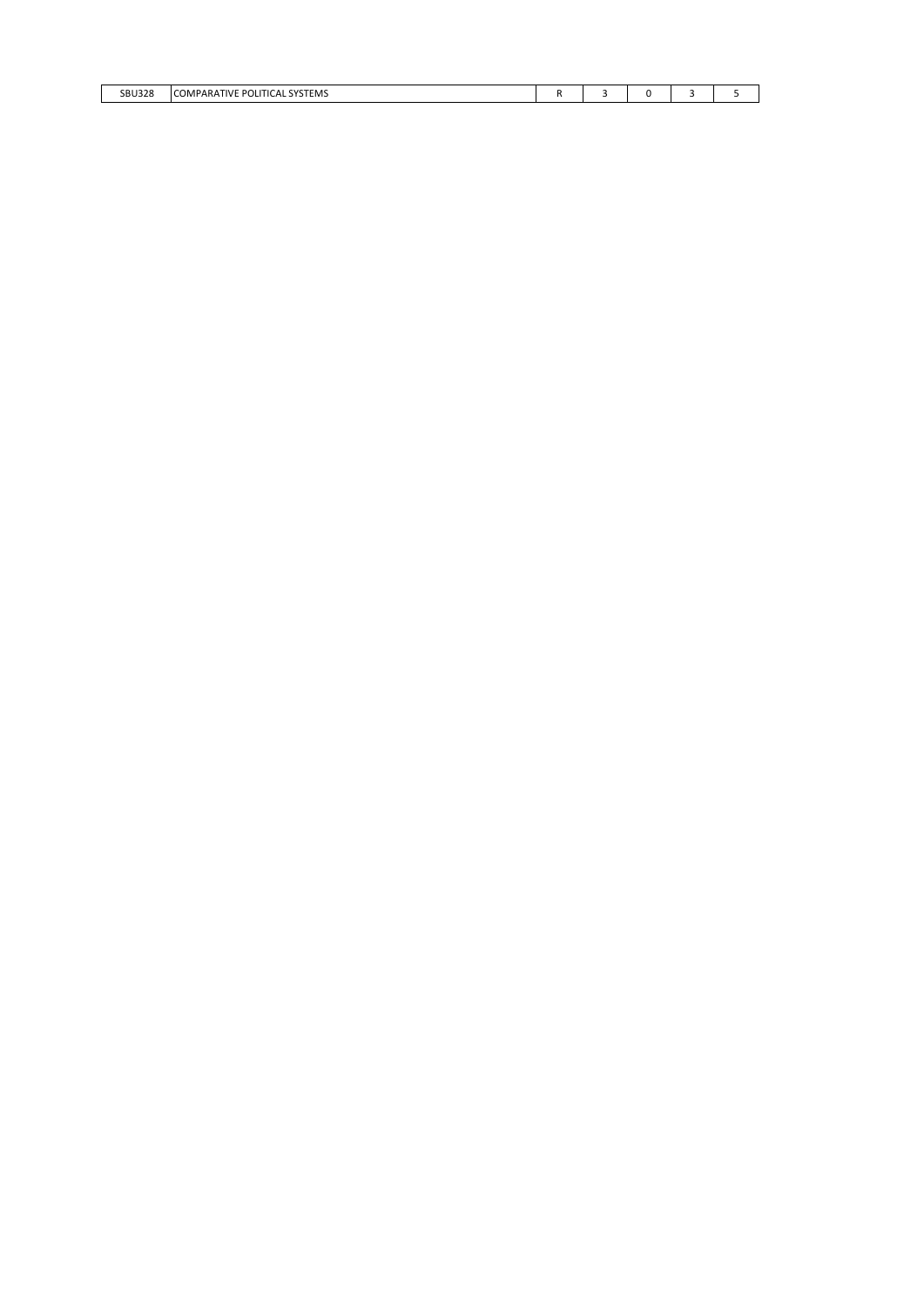| | | | | | | |
|---|---|---|---|---|---|---|
| SBU328 | COMPARATIVE POLITICAL SYSTEMS | R | 3 | 0 | 3 | 5 |